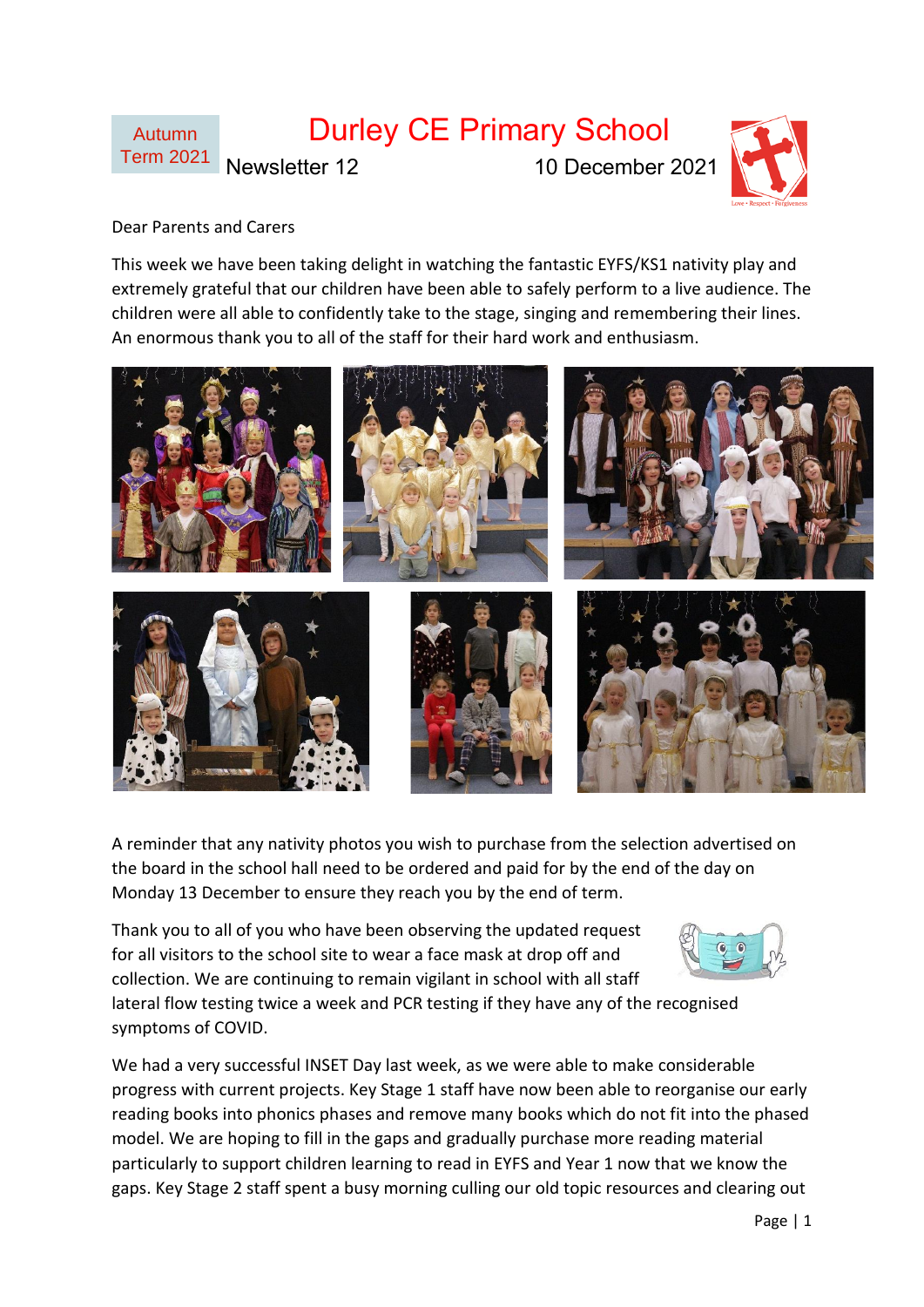Autumn Term 2021

# Durley CE Primary School

Newsletter 12 10 December 2021

Dear Parents and Carers

This week we have been taking delight in watching the fantastic EYFS/KS1 nativity play and extremely grateful that our children have been able to safely perform to a live audience. The children were all able to confidently take to the stage, singing and remembering their lines. An enormous thank you to all of the staff for their hard work and enthusiasm.

A reminder that any nativity photos you wish to purchase from the selection advertised on the board in the school hall need to be ordered and paid for by the end of the day on Monday 13 December to ensure they reach you by the end of term.

Thank you to all of you who have been observing the updated request for all visitors to the school site to wear a face mask at drop off and collection. We are continuing to remain vigilant in school with all staff lateral flow testing twice a week and PCR testing if they have any of the recognised symptoms of COVID.

We had a very successful INSET Day last week, as we were able to make considerable progress with current projects. Key Stage 1 staff have now been able to reorganise our early reading books into phonics phases and remove many books which do not fit into the phased model. We are hoping to fill in the gaps and gradually purchase more reading material particularly to support children learning to read in EYFS and Year 1 now that we know the gaps. Key Stage 2 staff spent a busy morning culling our old topic resources and clearing out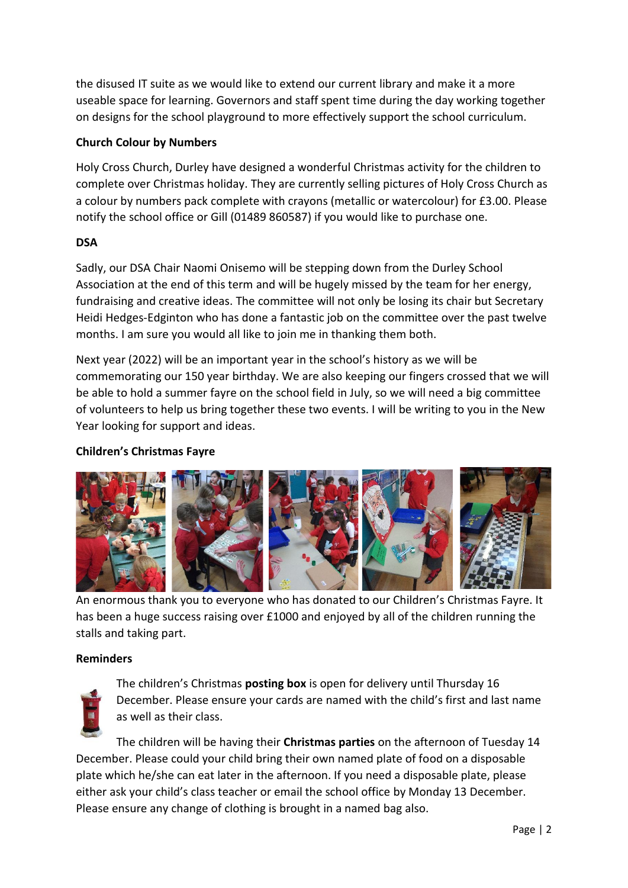the disused IT suite as we would like to extend our current library and make it a more useable space for learning. Governors and staff spent time during the day working together on designs for the school playground to more effectively support the school curriculum.

**Church Colour by Numbers**

Holy Cross Church, Durley have designed a wonderful Christmas activity for the children to complete over Christmas holiday. They are currently selling pictures of Holy Cross Church as a colour by numbers pack complete with crayons (metallic or watercolour) for £3.00. Please notify the school office or Gill (01489 860587) if you would like to purchase one.

**DSA**

Sadly, our DSA Chair Naomi Onisemo will be stepping down from the Durley School Association at the end of this term and will be hugely missed by the team for her energy, fundraising and creative ideas. The committee will not only be losing its chair but Secretary Heidi Hedges-Edginton who has done a fantastic job on the committee over the past twelve months. I am sure you would all like to join me in thanking them both.

Next year (2022) will be an important year in the school's history as we will be commemorating our 150 year birthday. We are also keeping our fingers crossed that we will be able to hold a summer fayre on the school field in July, so we will need a big committee of volunteers to help us bring together these two events. I will be writing to you in the New Year looking for support and ideas.

**Children's Christmas Fayre**

An enormous thank you to everyone who has donated to our Children's Christmas Fayre. It has been a huge success raising over £1000 and enjoyed by all of the children running the stalls and taking part.

**Reminders**

The children's Christmas **posting box** is open for delivery until Thursday 16 December. Please ensure your cards are named with the child's first and last name as well as their class.

The children will be having their **Christmas parties** on the afternoon of Tuesday 14 December. Please could your child bring their own named plate of food on a disposable plate which he/she can eat later in the afternoon. If you need a disposable plate, please either ask your child's class teacher or email the school office by Monday 13 December. Please ensure any change of clothing is brought in a named bag also.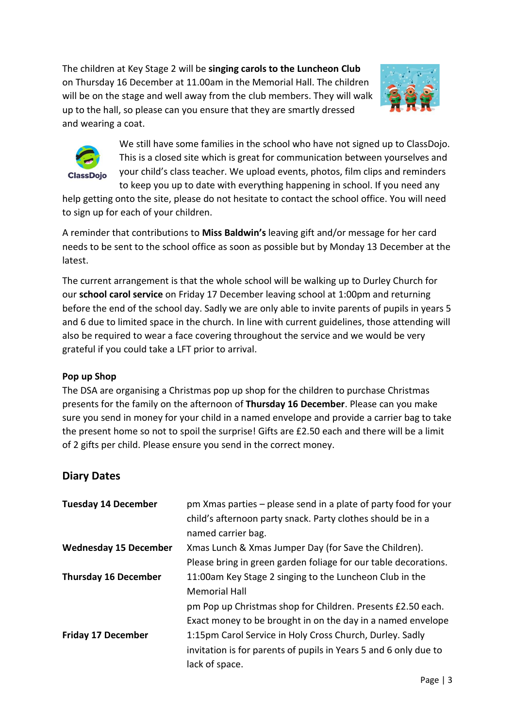The children at Key Stage 2 will be **singing carols to the Luncheon Club** on Thursday 16 December at 11.00am in the Memorial Hall. The children will be on the stage and well away from the club members. They will walk up to the hall, so please can you ensure that they are smartly dressed and wearing a coat.

We still have some families in the school who have not signed up to ClassDojo. This is a closed site which is great for communication between yourselves and your child's class teacher. We upload events, photos, film clips and reminders to keep you up to date with everything happening in school. If you need any help getting onto the site, please do not hesitate to contact the school office. You will need to sign up for each of your children.

A reminder that contributions to **Miss Baldwin's** leaving gift and/or message for her card needs to be sent to the school office as soon as possible but by Monday 13 December at the latest.

The current arrangement is that the whole school will be walking up to Durley Church for our **school carol service** on Friday 17 December leaving school at 1:00pm and returning before the end of the school day. Sadly we are only able to invite parents of pupils in years 5 and 6 due to limited space in the church. In line with current guidelines, those attending will also be required to wear a face covering throughout the service and we would be very grateful if you could take a LFT prior to arrival.

**Pop up Shop**

The DSA are organising a Christmas pop up shop for the children to purchase Christmas presents for the family on the afternoon of **Thursday 16 December**. Please can you make sure you send in money for your child in a named envelope and provide a carrier bag to take the present home so not to spoil the surprise! Gifts are £2.50 each and there will be a limit of 2 gifts per child. Please ensure you send in the correct money.

## Diary Dates

| | |
|---|---|
| **Tuesday 14 December** | pm Xmas parties – please send in a plate of party food for your child's afternoon party snack. Party clothes should be in a named carrier bag. |
| **Wednesday 15 December** | Xmas Lunch & Xmas Jumper Day (for Save the Children). Please bring in green garden foliage for our table decorations. |
| **Thursday 16 December** | 11:00am Key Stage 2 singing to the Luncheon Club in the Memorial Hall |
| | pm Pop up Christmas shop for Children. Presents £2.50 each. Exact money to be brought in on the day in a named envelope |
| **Friday 17 December** | 1:15pm Carol Service in Holy Cross Church, Durley. Sadly invitation is for parents of pupils in Years 5 and 6 only due to lack of space. |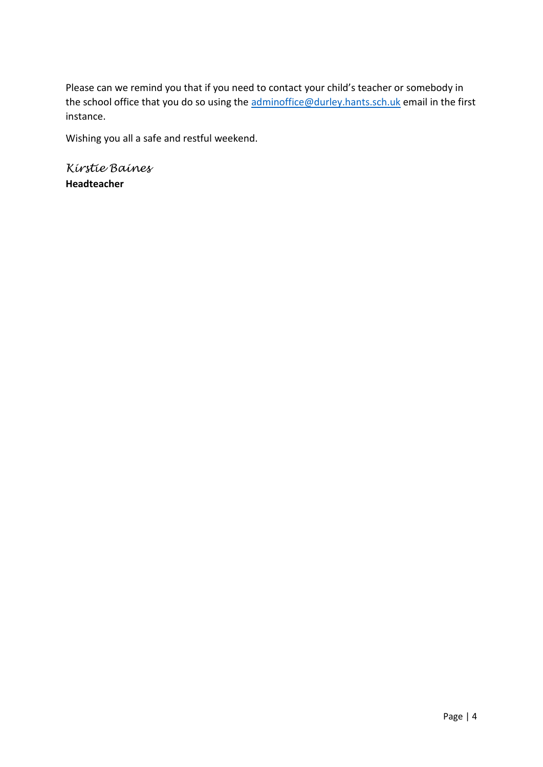Please can we remind you that if you need to contact your child's teacher or somebody in the school office that you do so using the adminoffice@durley.hants.sch.uk email in the first instance.

Wishing you all a safe and restful weekend.

*Kirstie Baines*
**Headteacher**